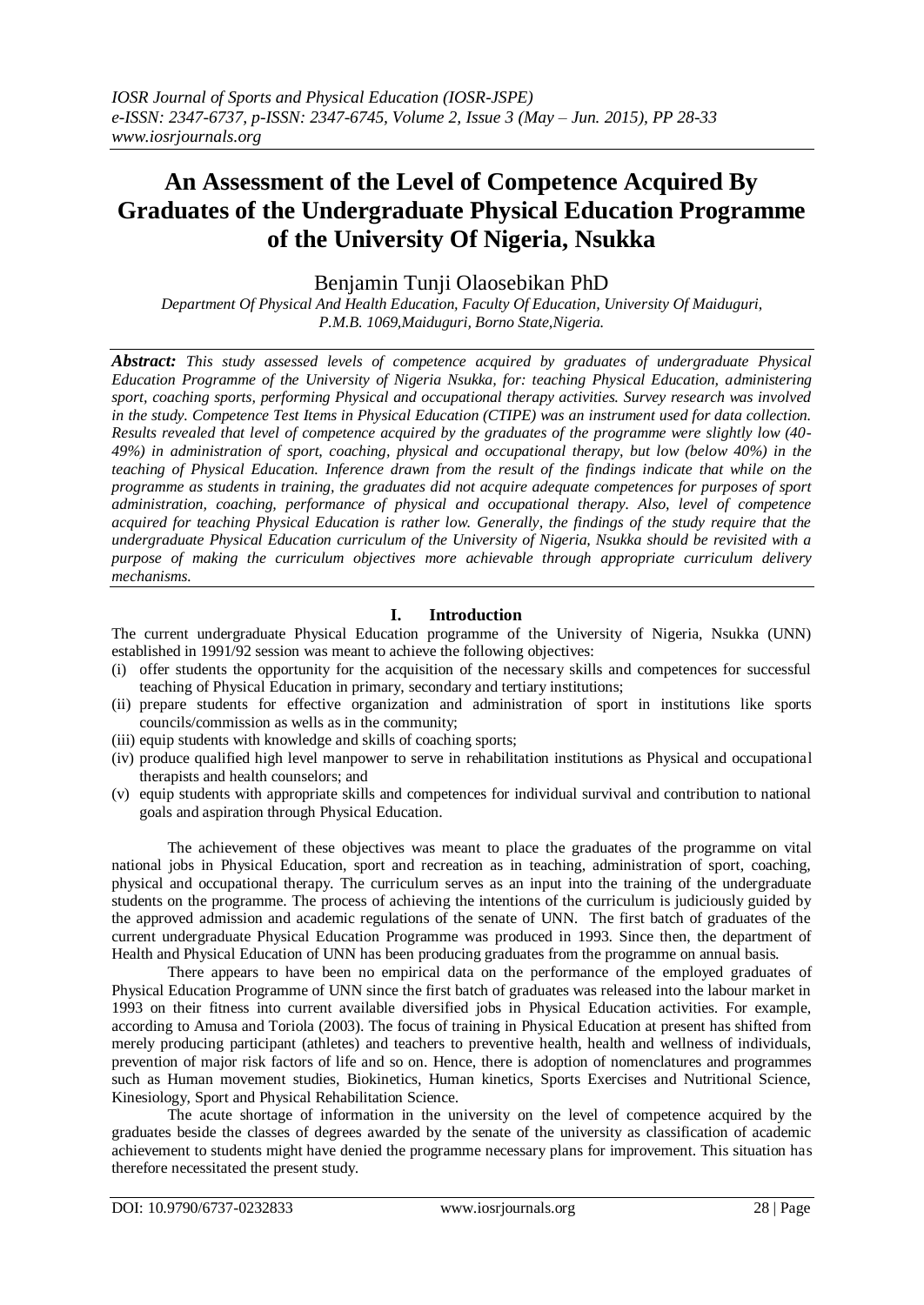*IOSR Journal of Sports and Physical Education (IOSR-JSPE)*
*e-ISSN: 2347-6737, p-ISSN: 2347-6745, Volume 2, Issue 3 (May – Jun. 2015), PP 28-33*
*www.iosrjournals.org*

# An Assessment of the Level of Competence Acquired By Graduates of the Undergraduate Physical Education Programme of the University Of Nigeria, Nsukka

Benjamin Tunji Olaosebikan PhD

*Department Of Physical And Health Education, Faculty Of Education, University Of Maiduguri, P.M.B. 1069,Maiduguri, Borno State,Nigeria.*

***Abstract:*** *This study assessed levels of competence acquired by graduates of undergraduate Physical Education Programme of the University of Nigeria Nsukka, for: teaching Physical Education, administering sport, coaching sports, performing Physical and occupational therapy activities. Survey research was involved in the study. Competence Test Items in Physical Education (CTIPE) was an instrument used for data collection. Results revealed that level of competence acquired by the graduates of the programme were slightly low (40-49%) in administration of sport, coaching, physical and occupational therapy, but low (below 40%) in the teaching of Physical Education. Inference drawn from the result of the findings indicate that while on the programme as students in training, the graduates did not acquire adequate competences for purposes of sport administration, coaching, performance of physical and occupational therapy. Also, level of competence acquired for teaching Physical Education is rather low. Generally, the findings of the study require that the undergraduate Physical Education curriculum of the University of Nigeria, Nsukka should be revisited with a purpose of making the curriculum objectives more achievable through appropriate curriculum delivery mechanisms.*

## I. Introduction

The current undergraduate Physical Education programme of the University of Nigeria, Nsukka (UNN) established in 1991/92 session was meant to achieve the following objectives:

(i) offer students the opportunity for the acquisition of the necessary skills and competences for successful teaching of Physical Education in primary, secondary and tertiary institutions;
(ii) prepare students for effective organization and administration of sport in institutions like sports councils/commission as wells as in the community;
(iii) equip students with knowledge and skills of coaching sports;
(iv) produce qualified high level manpower to serve in rehabilitation institutions as Physical and occupational therapists and health counselors; and
(v) equip students with appropriate skills and competences for individual survival and contribution to national goals and aspiration through Physical Education.

The achievement of these objectives was meant to place the graduates of the programme on vital national jobs in Physical Education, sport and recreation as in teaching, administration of sport, coaching, physical and occupational therapy. The curriculum serves as an input into the training of the undergraduate students on the programme. The process of achieving the intentions of the curriculum is judiciously guided by the approved admission and academic regulations of the senate of UNN. The first batch of graduates of the current undergraduate Physical Education Programme was produced in 1993. Since then, the department of Health and Physical Education of UNN has been producing graduates from the programme on annual basis.

There appears to have been no empirical data on the performance of the employed graduates of Physical Education Programme of UNN since the first batch of graduates was released into the labour market in 1993 on their fitness into current available diversified jobs in Physical Education activities. For example, according to Amusa and Toriola (2003). The focus of training in Physical Education at present has shifted from merely producing participant (athletes) and teachers to preventive health, health and wellness of individuals, prevention of major risk factors of life and so on. Hence, there is adoption of nomenclatures and programmes such as Human movement studies, Biokinetics, Human kinetics, Sports Exercises and Nutritional Science, Kinesiology, Sport and Physical Rehabilitation Science.

The acute shortage of information in the university on the level of competence acquired by the graduates beside the classes of degrees awarded by the senate of the university as classification of academic achievement to students might have denied the programme necessary plans for improvement. This situation has therefore necessitated the present study.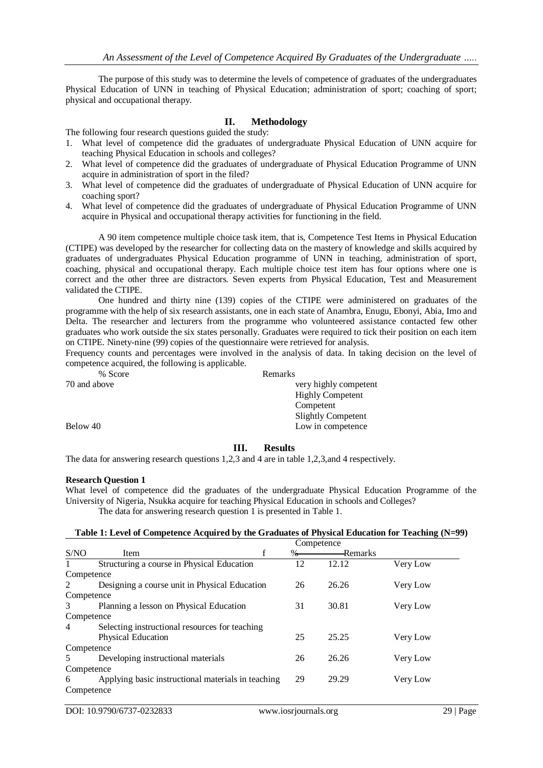The purpose of this study was to determine the levels of competence of graduates of the undergraduates Physical Education of UNN in teaching of Physical Education; administration of sport; coaching of sport; physical and occupational therapy.

## II. Methodology

The following four research questions guided the study:

1. What level of competence did the graduates of undergraduate Physical Education of UNN acquire for teaching Physical Education in schools and colleges?
2. What level of competence did the graduates of undergraduate of Physical Education Programme of UNN acquire in administration of sport in the filed?
3. What level of competence did the graduates of undergraduate of Physical Education of UNN acquire for coaching sport?
4. What level of competence did the graduates of undergraduate of Physical Education Programme of UNN acquire in Physical and occupational therapy activities for functioning in the field.

A 90 item competence multiple choice task item, that is, Competence Test Items in Physical Education (CTIPE) was developed by the researcher for collecting data on the mastery of knowledge and skills acquired by graduates of undergraduates Physical Education programme of UNN in teaching, administration of sport, coaching, physical and occupational therapy. Each multiple choice test item has four options where one is correct and the other three are distractors. Seven experts from Physical Education, Test and Measurement validated the CTIPE.

One hundred and thirty nine (139) copies of the CTIPE were administered on graduates of the programme with the help of six research assistants, one in each state of Anambra, Enugu, Ebonyi, Abia, Imo and Delta. The researcher and lecturers from the programme who volunteered assistance contacted few other graduates who work outside the six states personally. Graduates were required to tick their position on each item on CTIPE. Ninety-nine (99) copies of the questionnaire were retrieved for analysis.

Frequency counts and percentages were involved in the analysis of data. In taking decision on the level of competence acquired, the following is applicable.

| % Score | Remarks |
|---|---|
| 70 and above | very highly competent |
| | Highly Competent |
| | Competent |
| | Slightly Competent |
| Below 40 | Low in competence |

## III. Results

The data for answering research questions 1,2,3 and 4 are in table 1,2,3,and 4 respectively.

**Research Question 1**

What level of competence did the graduates of the undergraduate Physical Education Programme of the University of Nigeria, Nsukka acquire for teaching Physical Education in schools and Colleges?

The data for answering research question 1 is presented in Table 1.

**Table 1: Level of Competence Acquired by the Graduates of Physical Education for Teaching (N=99)**

| S/NO | Item | f | % | Competence Remarks |
|---|---|---|---|---|
| 1 | Structuring a course in Physical Education | 12 | 12.12 | Very Low Competence |
| 2 | Designing a course unit in Physical Education | 26 | 26.26 | Very Low Competence |
| 3 | Planning a lesson on Physical Education | 31 | 30.81 | Very Low Competence |
| 4 | Selecting instructional resources for teaching Physical Education | 25 | 25.25 | Very Low Competence |
| 5 | Developing instructional materials | 26 | 26.26 | Very Low Competence |
| 6 | Applying basic instructional materials in teaching | 29 | 29.29 | Very Low Competence |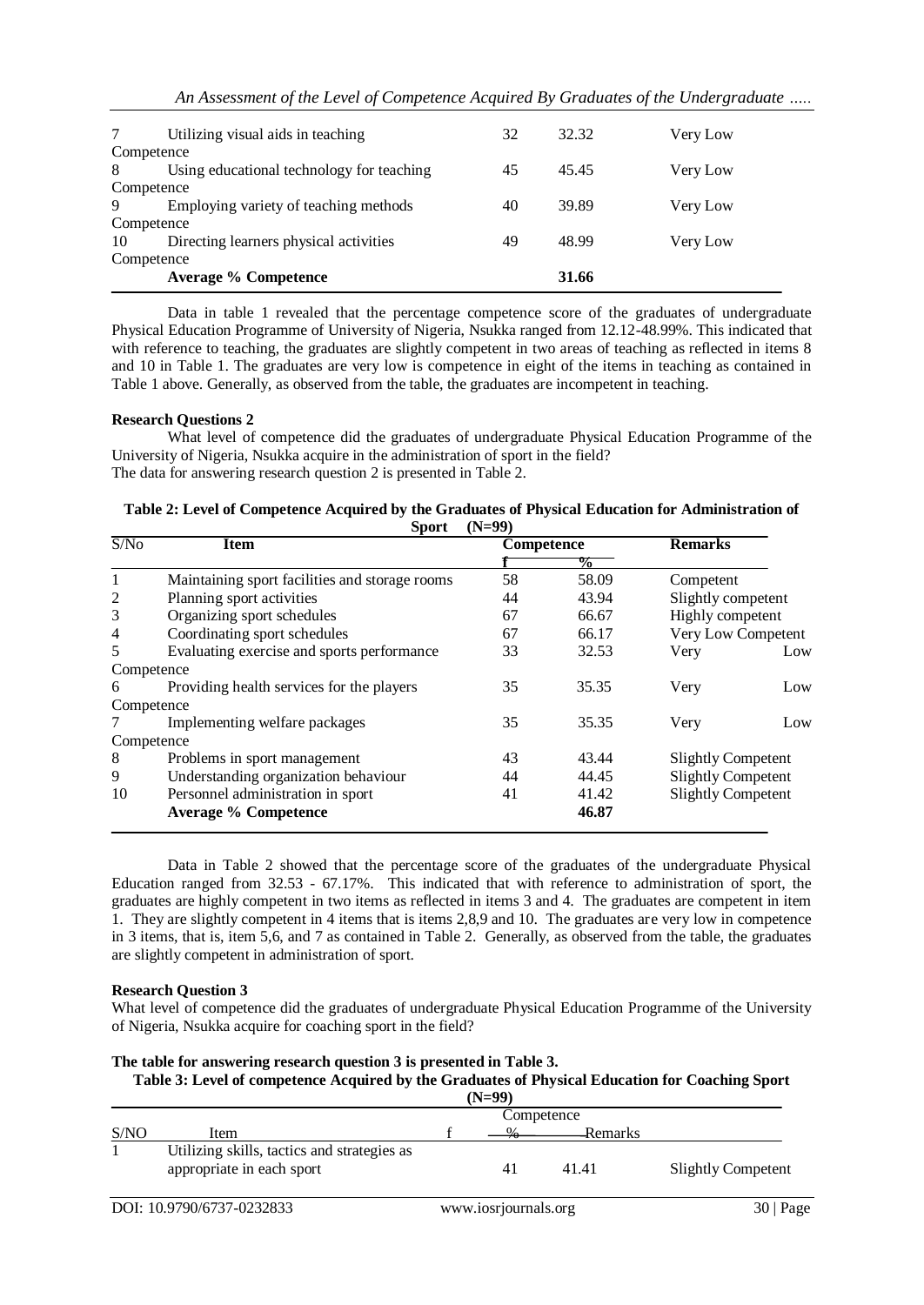| 7 | Utilizing visual aids in teaching | 32 | 32.32 | Very Low Competence |
|---|---|---|---|---|
| 8 | Using educational technology for teaching | 45 | 45.45 | Very Low Competence |
| 9 | Employing variety of teaching methods | 40 | 39.89 | Very Low Competence |
| 10 | Directing learners physical activities | 49 | 48.99 | Very Low Competence |
| | **Average % Competence** | | **31.66** | |

Data in table 1 revealed that the percentage competence score of the graduates of undergraduate Physical Education Programme of University of Nigeria, Nsukka ranged from 12.12-48.99%. This indicated that with reference to teaching, the graduates are slightly competent in two areas of teaching as reflected in items 8 and 10 in Table 1. The graduates are very low is competence in eight of the items in teaching as contained in Table 1 above. Generally, as observed from the table, the graduates are incompetent in teaching.

**Research Questions 2**

What level of competence did the graduates of undergraduate Physical Education Programme of the University of Nigeria, Nsukka acquire in the administration of sport in the field?

The data for answering research question 2 is presented in Table 2.

**Table 2: Level of Competence Acquired by the Graduates of Physical Education for Administration of Sport (N=99)**

| S/No | Item | Competence | | Remarks |
|---|---|---|---|---|
| | | f | % | |
| 1 | Maintaining sport facilities and storage rooms | 58 | 58.09 | Competent |
| 2 | Planning sport activities | 44 | 43.94 | Slightly competent |
| 3 | Organizing sport schedules | 67 | 66.67 | Highly competent |
| 4 | Coordinating sport schedules | 67 | 66.17 | Very Low Competent |
| 5 | Evaluating exercise and sports performance | 33 | 32.53 | Very Low Competence |
| 6 | Providing health services for the players | 35 | 35.35 | Very Low Competence |
| 7 | Implementing welfare packages | 35 | 35.35 | Very Low Competence |
| 8 | Problems in sport management | 43 | 43.44 | Slightly Competent |
| 9 | Understanding organization behaviour | 44 | 44.45 | Slightly Competent |
| 10 | Personnel administration in sport | 41 | 41.42 | Slightly Competent |
| | **Average % Competence** | | **46.87** | |

Data in Table 2 showed that the percentage score of the graduates of the undergraduate Physical Education ranged from 32.53 - 67.17%. This indicated that with reference to administration of sport, the graduates are highly competent in two items as reflected in items 3 and 4. The graduates are competent in item 1. They are slightly competent in 4 items that is items 2,8,9 and 10. The graduates are very low in competence in 3 items, that is, item 5,6, and 7 as contained in Table 2. Generally, as observed from the table, the graduates are slightly competent in administration of sport.

**Research Question 3**

What level of competence did the graduates of undergraduate Physical Education Programme of the University of Nigeria, Nsukka acquire for coaching sport in the field?

**The table for answering research question 3 is presented in Table 3.**

**Table 3: Level of competence Acquired by the Graduates of Physical Education for Coaching Sport (N=99)**

| S/NO | Item | Competence | | |
|---|---|---|---|---|
| | | f | % | Remarks |
| 1 | Utilizing skills, tactics and strategies as appropriate in each sport | 41 | 41.41 | Slightly Competent |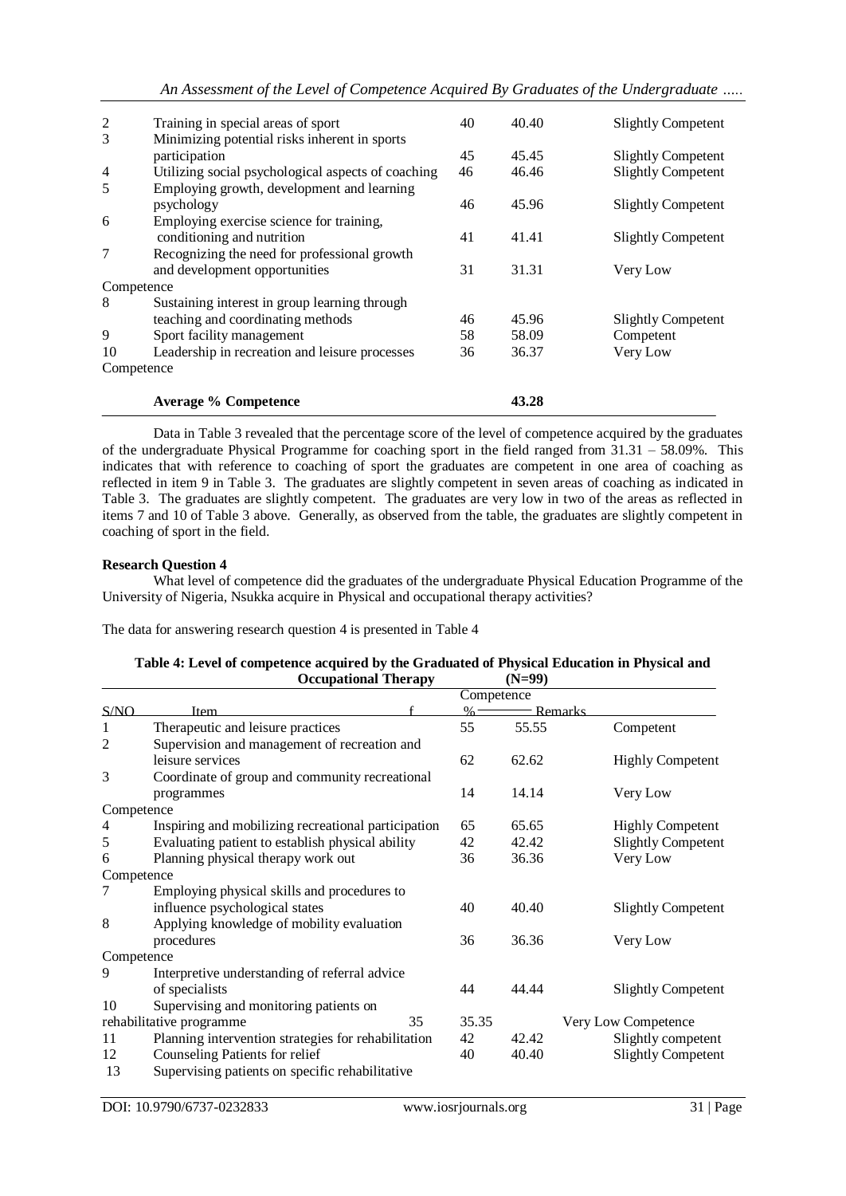| S/NO | Item | f | % | Remarks |
|---|---|---|---|---|
| 2 | Training in special areas of sport | 40 | 40.40 | Slightly Competent |
| 3 | Minimizing potential risks inherent in sports participation | 45 | 45.45 | Slightly Competent |
| 4 | Utilizing social psychological aspects of coaching | 46 | 46.46 | Slightly Competent |
| 5 | Employing growth, development and learning psychology | 46 | 45.96 | Slightly Competent |
| 6 | Employing exercise science for training, conditioning and nutrition | 41 | 41.41 | Slightly Competent |
| 7 | Recognizing the need for professional growth and development opportunities | 31 | 31.31 | Very Low Competence |
| 8 | Sustaining interest in group learning through teaching and coordinating methods | 46 | 45.96 | Slightly Competent |
| 9 | Sport facility management | 58 | 58.09 | Competent |
| 10 | Leadership in recreation and leisure processes | 36 | 36.37 | Very Low Competence |
| | **Average % Competence** | | **43.28** | |

Data in Table 3 revealed that the percentage score of the level of competence acquired by the graduates of the undergraduate Physical Programme for coaching sport in the field ranged from 31.31 – 58.09%. This indicates that with reference to coaching of sport the graduates are competent in one area of coaching as reflected in item 9 in Table 3. The graduates are slightly competent in seven areas of coaching as indicated in Table 3. The graduates are slightly competent. The graduates are very low in two of the areas as reflected in items 7 and 10 of Table 3 above. Generally, as observed from the table, the graduates are slightly competent in coaching of sport in the field.

**Research Question 4**

What level of competence did the graduates of the undergraduate Physical Education Programme of the University of Nigeria, Nsukka acquire in Physical and occupational therapy activities?

The data for answering research question 4 is presented in Table 4

**Table 4: Level of competence acquired by the Graduated of Physical Education in Physical and Occupational Therapy (N=99)**

| S/NO | Item | f | Competence % | Remarks |
|---|---|---|---|---|
| 1 | Therapeutic and leisure practices | 55 | 55.55 | Competent |
| 2 | Supervision and management of recreation and leisure services | 62 | 62.62 | Highly Competent |
| 3 | Coordinate of group and community recreational programmes | 14 | 14.14 | Very Low Competence |
| 4 | Inspiring and mobilizing recreational participation | 65 | 65.65 | Highly Competent |
| 5 | Evaluating patient to establish physical ability | 42 | 42.42 | Slightly Competent |
| 6 | Planning physical therapy work out | 36 | 36.36 | Very Low Competence |
| 7 | Employing physical skills and procedures to influence psychological states | 40 | 40.40 | Slightly Competent |
| 8 | Applying knowledge of mobility evaluation procedures | 36 | 36.36 | Very Low Competence |
| 9 | Interpretive understanding of referral advice of specialists | 44 | 44.44 | Slightly Competent |
| 10 | Supervising and monitoring patients on rehabilitative programme | 35 | 35.35 | Very Low Competence |
| 11 | Planning intervention strategies for rehabilitation | 42 | 42.42 | Slightly competent |
| 12 | Counseling Patients for relief | 40 | 40.40 | Slightly Competent |
| 13 | Supervising patients on specific rehabilitative | | | |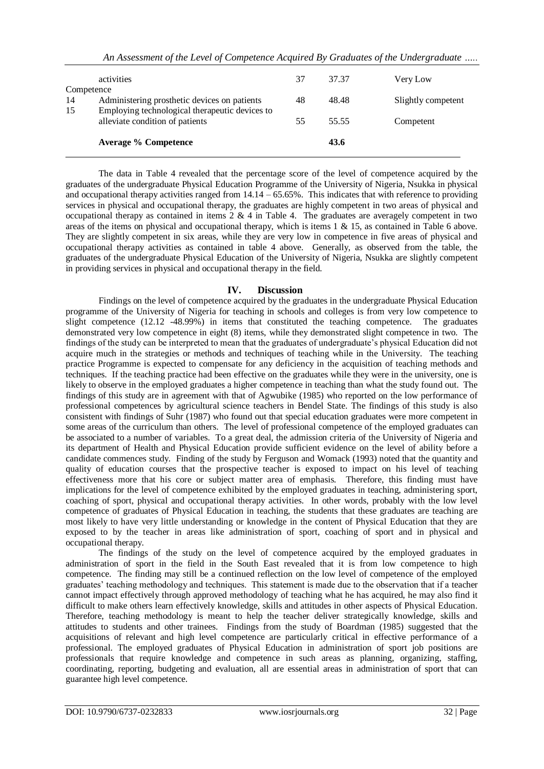| | | | | |
|---|---|---|---|---|
| | activities | 37 | 37.37 | Very Low |
| Competence | | | | |
| 14 | Administering prosthetic devices on patients | 48 | 48.48 | Slightly competent |
| 15 | Employing technological therapeutic devices to alleviate condition of patients | 55 | 55.55 | Competent |
| | **Average % Competence** | | **43.6** | |

The data in Table 4 revealed that the percentage score of the level of competence acquired by the graduates of the undergraduate Physical Education Programme of the University of Nigeria, Nsukka in physical and occupational therapy activities ranged from 14.14 – 65.65%. This indicates that with reference to providing services in physical and occupational therapy, the graduates are highly competent in two areas of physical and occupational therapy as contained in items 2 & 4 in Table 4. The graduates are averagely competent in two areas of the items on physical and occupational therapy, which is items 1 & 15, as contained in Table 6 above. They are slightly competent in six areas, while they are very low in competence in five areas of physical and occupational therapy activities as contained in table 4 above. Generally, as observed from the table, the graduates of the undergraduate Physical Education of the University of Nigeria, Nsukka are slightly competent in providing services in physical and occupational therapy in the field.

## IV. Discussion

Findings on the level of competence acquired by the graduates in the undergraduate Physical Education programme of the University of Nigeria for teaching in schools and colleges is from very low competence to slight competence (12.12 -48.99%) in items that constituted the teaching competence. The graduates demonstrated very low competence in eight (8) items, while they demonstrated slight competence in two. The findings of the study can be interpreted to mean that the graduates of undergraduate's physical Education did not acquire much in the strategies or methods and techniques of teaching while in the University. The teaching practice Programme is expected to compensate for any deficiency in the acquisition of teaching methods and techniques. If the teaching practice had been effective on the graduates while they were in the university, one is likely to observe in the employed graduates a higher competence in teaching than what the study found out. The findings of this study are in agreement with that of Agwubike (1985) who reported on the low performance of professional competences by agricultural science teachers in Bendel State. The findings of this study is also consistent with findings of Suhr (1987) who found out that special education graduates were more competent in some areas of the curriculum than others. The level of professional competence of the employed graduates can be associated to a number of variables. To a great deal, the admission criteria of the University of Nigeria and its department of Health and Physical Education provide sufficient evidence on the level of ability before a candidate commences study. Finding of the study by Ferguson and Womack (1993) noted that the quantity and quality of education courses that the prospective teacher is exposed to impact on his level of teaching effectiveness more that his core or subject matter area of emphasis. Therefore, this finding must have implications for the level of competence exhibited by the employed graduates in teaching, administering sport, coaching of sport, physical and occupational therapy activities. In other words, probably with the low level competence of graduates of Physical Education in teaching, the students that these graduates are teaching are most likely to have very little understanding or knowledge in the content of Physical Education that they are exposed to by the teacher in areas like administration of sport, coaching of sport and in physical and occupational therapy.

The findings of the study on the level of competence acquired by the employed graduates in administration of sport in the field in the South East revealed that it is from low competence to high competence. The finding may still be a continued reflection on the low level of competence of the employed graduates' teaching methodology and techniques. This statement is made due to the observation that if a teacher cannot impact effectively through approved methodology of teaching what he has acquired, he may also find it difficult to make others learn effectively knowledge, skills and attitudes in other aspects of Physical Education. Therefore, teaching methodology is meant to help the teacher deliver strategically knowledge, skills and attitudes to students and other trainees. Findings from the study of Boardman (1985) suggested that the acquisitions of relevant and high level competence are particularly critical in effective performance of a professional. The employed graduates of Physical Education in administration of sport job positions are professionals that require knowledge and competence in such areas as planning, organizing, staffing, coordinating, reporting, budgeting and evaluation, all are essential areas in administration of sport that can guarantee high level competence.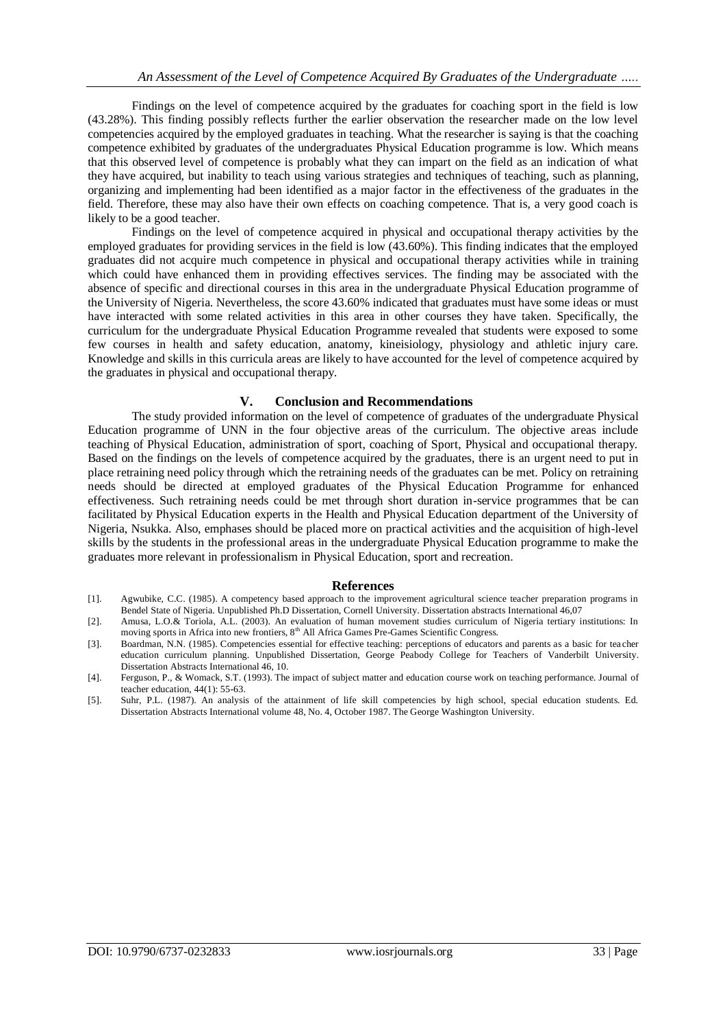Findings on the level of competence acquired by the graduates for coaching sport in the field is low (43.28%). This finding possibly reflects further the earlier observation the researcher made on the low level competencies acquired by the employed graduates in teaching. What the researcher is saying is that the coaching competence exhibited by graduates of the undergraduates Physical Education programme is low. Which means that this observed level of competence is probably what they can impart on the field as an indication of what they have acquired, but inability to teach using various strategies and techniques of teaching, such as planning, organizing and implementing had been identified as a major factor in the effectiveness of the graduates in the field. Therefore, these may also have their own effects on coaching competence. That is, a very good coach is likely to be a good teacher.

Findings on the level of competence acquired in physical and occupational therapy activities by the employed graduates for providing services in the field is low (43.60%). This finding indicates that the employed graduates did not acquire much competence in physical and occupational therapy activities while in training which could have enhanced them in providing effectives services. The finding may be associated with the absence of specific and directional courses in this area in the undergraduate Physical Education programme of the University of Nigeria. Nevertheless, the score 43.60% indicated that graduates must have some ideas or must have interacted with some related activities in this area in other courses they have taken. Specifically, the curriculum for the undergraduate Physical Education Programme revealed that students were exposed to some few courses in health and safety education, anatomy, kineisiology, physiology and athletic injury care. Knowledge and skills in this curricula areas are likely to have accounted for the level of competence acquired by the graduates in physical and occupational therapy.

## V. Conclusion and Recommendations

The study provided information on the level of competence of graduates of the undergraduate Physical Education programme of UNN in the four objective areas of the curriculum. The objective areas include teaching of Physical Education, administration of sport, coaching of Sport, Physical and occupational therapy. Based on the findings on the levels of competence acquired by the graduates, there is an urgent need to put in place retraining need policy through which the retraining needs of the graduates can be met. Policy on retraining needs should be directed at employed graduates of the Physical Education Programme for enhanced effectiveness. Such retraining needs could be met through short duration in-service programmes that be can facilitated by Physical Education experts in the Health and Physical Education department of the University of Nigeria, Nsukka. Also, emphases should be placed more on practical activities and the acquisition of high-level skills by the students in the professional areas in the undergraduate Physical Education programme to make the graduates more relevant in professionalism in Physical Education, sport and recreation.

## References

[1]. Agwubike, C.C. (1985). A competency based approach to the improvement agricultural science teacher preparation programs in Bendel State of Nigeria. Unpublished Ph.D Dissertation, Cornell University. Dissertation abstracts International 46,07

[2]. Amusa, L.O.& Toriola, A.L. (2003). An evaluation of human movement studies curriculum of Nigeria tertiary institutions: In moving sports in Africa into new frontiers, 8th All Africa Games Pre-Games Scientific Congress.

[3]. Boardman, N.N. (1985). Competencies essential for effective teaching: perceptions of educators and parents as a basic for teacher education curriculum planning. Unpublished Dissertation, George Peabody College for Teachers of Vanderbilt University. Dissertation Abstracts International 46, 10.

[4]. Ferguson, P., & Womack, S.T. (1993). The impact of subject matter and education course work on teaching performance. Journal of teacher education, 44(1): 55-63.

[5]. Suhr, P.L. (1987). An analysis of the attainment of life skill competencies by high school, special education students. Ed. Dissertation Abstracts International volume 48, No. 4, October 1987. The George Washington University.